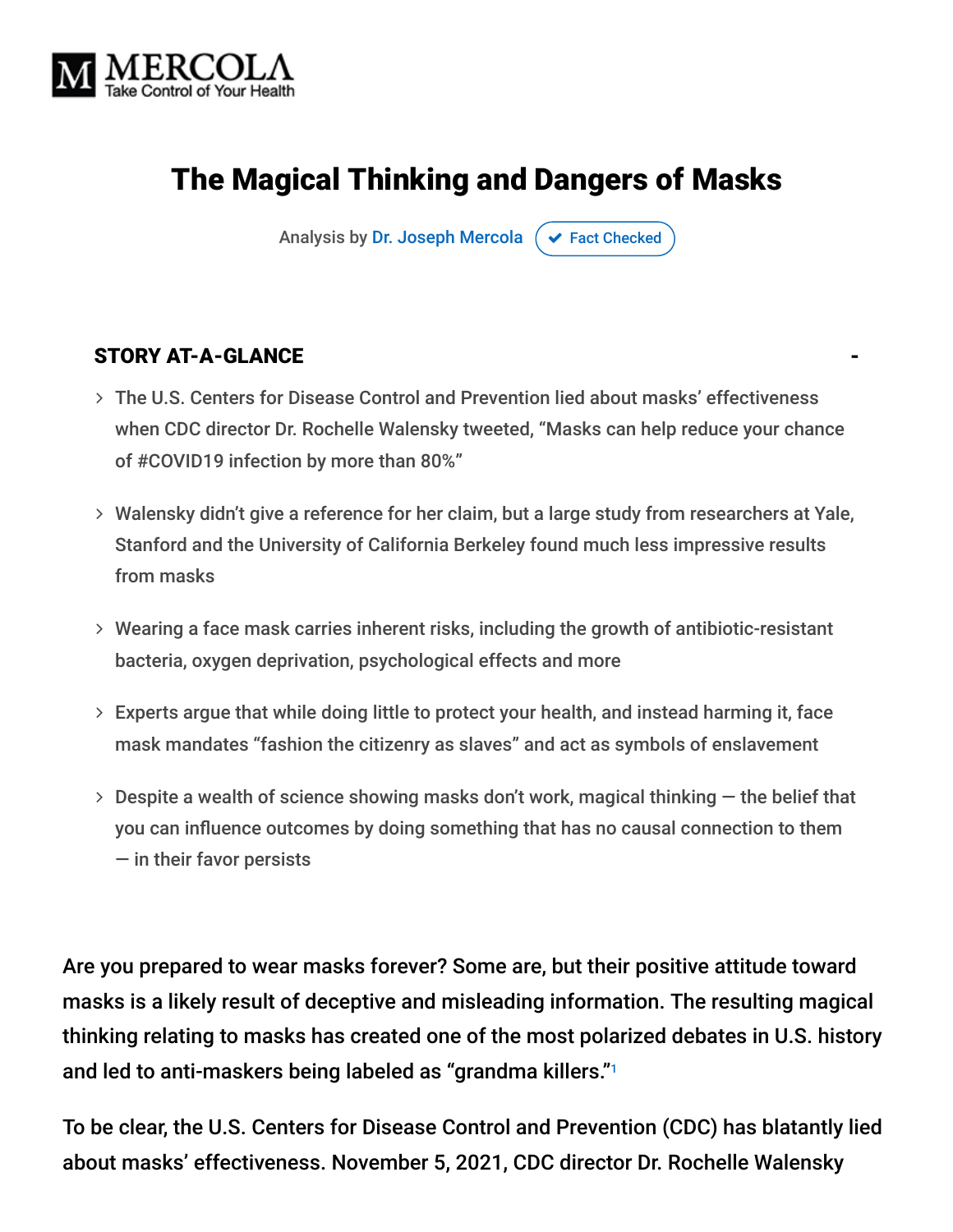MERCOLA
Take Control of Your Health

# The Magical Thinking and Dangers of Masks

Analysis by Dr. Joseph Mercola ✔ Fact Checked

**STORY AT-A-GLANCE**

- The U.S. Centers for Disease Control and Prevention lied about masks' effectiveness when CDC director Dr. Rochelle Walensky tweeted, "Masks can help reduce your chance of #COVID19 infection by more than 80%"
- Walensky didn't give a reference for her claim, but a large study from researchers at Yale, Stanford and the University of California Berkeley found much less impressive results from masks
- Wearing a face mask carries inherent risks, including the growth of antibiotic-resistant bacteria, oxygen deprivation, psychological effects and more
- Experts argue that while doing little to protect your health, and instead harming it, face mask mandates "fashion the citizenry as slaves" and act as symbols of enslavement
- Despite a wealth of science showing masks don't work, magical thinking — the belief that you can influence outcomes by doing something that has no causal connection to them — in their favor persists

Are you prepared to wear masks forever? Some are, but their positive attitude toward masks is a likely result of deceptive and misleading information. The resulting magical thinking relating to masks has created one of the most polarized debates in U.S. history and led to anti-maskers being labeled as "grandma killers."[1]

To be clear, the U.S. Centers for Disease Control and Prevention (CDC) has blatantly lied about masks' effectiveness. November 5, 2021, CDC director Dr. Rochelle Walensky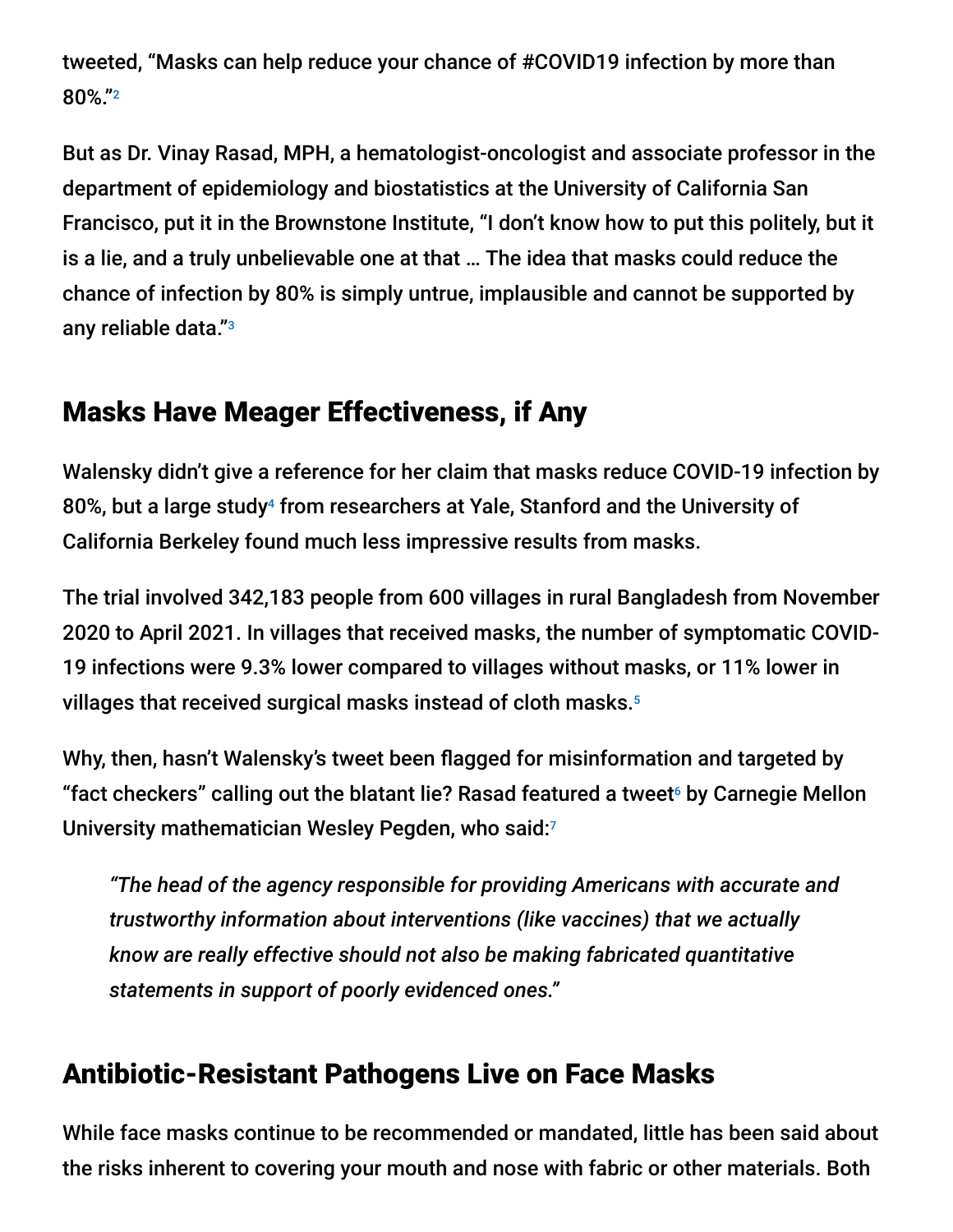tweeted, "Masks can help reduce your chance of #COVID19 infection by more than 80%."[2]

But as Dr. Vinay Rasad, MPH, a hematologist-oncologist and associate professor in the department of epidemiology and biostatistics at the University of California San Francisco, put it in the Brownstone Institute, "I don't know how to put this politely, but it is a lie, and a truly unbelievable one at that … The idea that masks could reduce the chance of infection by 80% is simply untrue, implausible and cannot be supported by any reliable data."[3]

## Masks Have Meager Effectiveness, if Any

Walensky didn't give a reference for her claim that masks reduce COVID-19 infection by 80%, but a large study[4] from researchers at Yale, Stanford and the University of California Berkeley found much less impressive results from masks.

The trial involved 342,183 people from 600 villages in rural Bangladesh from November 2020 to April 2021. In villages that received masks, the number of symptomatic COVID-19 infections were 9.3% lower compared to villages without masks, or 11% lower in villages that received surgical masks instead of cloth masks.[5]

Why, then, hasn't Walensky's tweet been flagged for misinformation and targeted by "fact checkers" calling out the blatant lie? Rasad featured a tweet[6] by Carnegie Mellon University mathematician Wesley Pegden, who said:[7]

> *"The head of the agency responsible for providing Americans with accurate and trustworthy information about interventions (like vaccines) that we actually know are really effective should not also be making fabricated quantitative statements in support of poorly evidenced ones."*

## Antibiotic-Resistant Pathogens Live on Face Masks

While face masks continue to be recommended or mandated, little has been said about the risks inherent to covering your mouth and nose with fabric or other materials. Both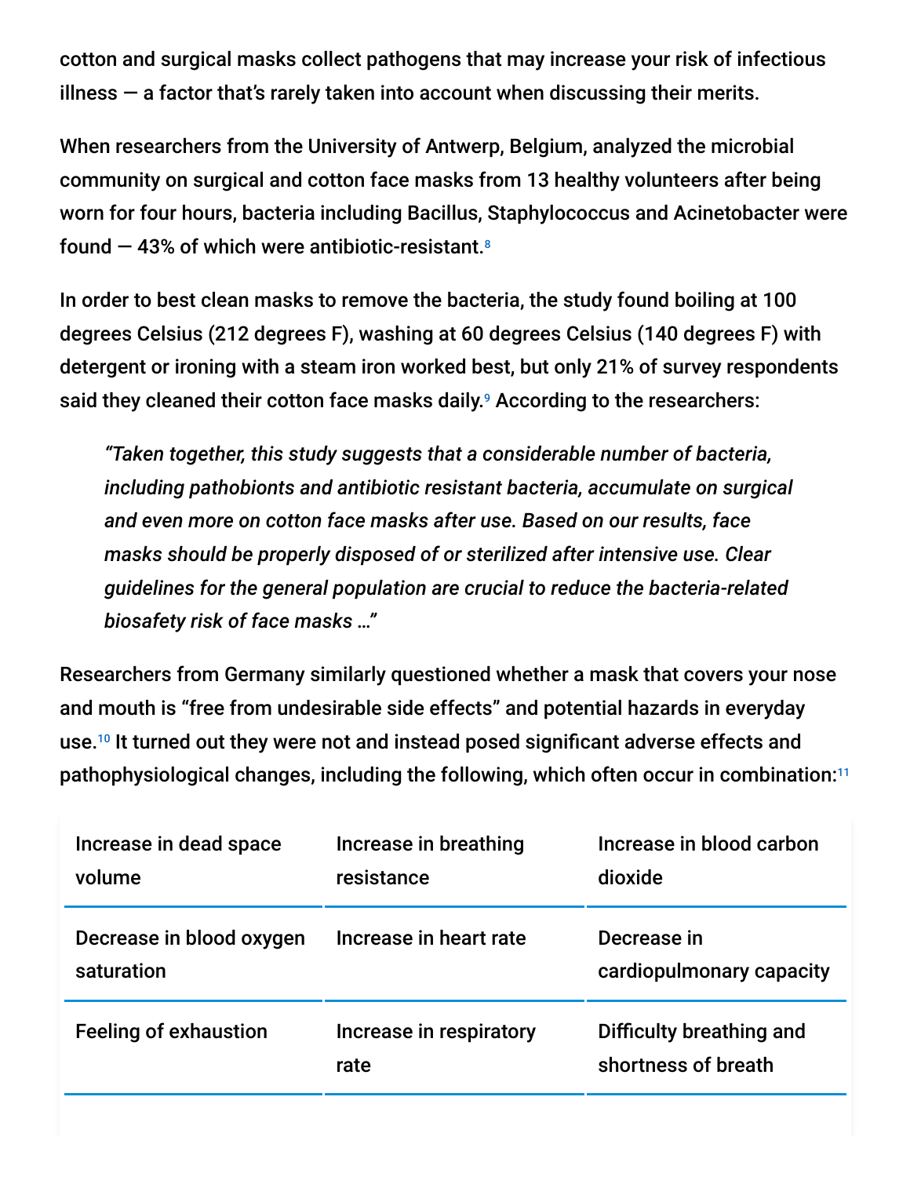cotton and surgical masks collect pathogens that may increase your risk of infectious illness — a factor that's rarely taken into account when discussing their merits.

When researchers from the University of Antwerp, Belgium, analyzed the microbial community on surgical and cotton face masks from 13 healthy volunteers after being worn for four hours, bacteria including Bacillus, Staphylococcus and Acinetobacter were found — 43% of which were antibiotic-resistant.[8]

In order to best clean masks to remove the bacteria, the study found boiling at 100 degrees Celsius (212 degrees F), washing at 60 degrees Celsius (140 degrees F) with detergent or ironing with a steam iron worked best, but only 21% of survey respondents said they cleaned their cotton face masks daily.[9] According to the researchers:

> *"Taken together, this study suggests that a considerable number of bacteria, including pathobionts and antibiotic resistant bacteria, accumulate on surgical and even more on cotton face masks after use. Based on our results, face masks should be properly disposed of or sterilized after intensive use. Clear guidelines for the general population are crucial to reduce the bacteria-related biosafety risk of face masks …"*

Researchers from Germany similarly questioned whether a mask that covers your nose and mouth is "free from undesirable side effects" and potential hazards in everyday use.[10] It turned out they were not and instead posed significant adverse effects and pathophysiological changes, including the following, which often occur in combination:[11]

| | | |
|---|---|---|
| Increase in dead space volume | Increase in breathing resistance | Increase in blood carbon dioxide |
| Decrease in blood oxygen saturation | Increase in heart rate | Decrease in cardiopulmonary capacity |
| Feeling of exhaustion | Increase in respiratory rate | Difficulty breathing and shortness of breath |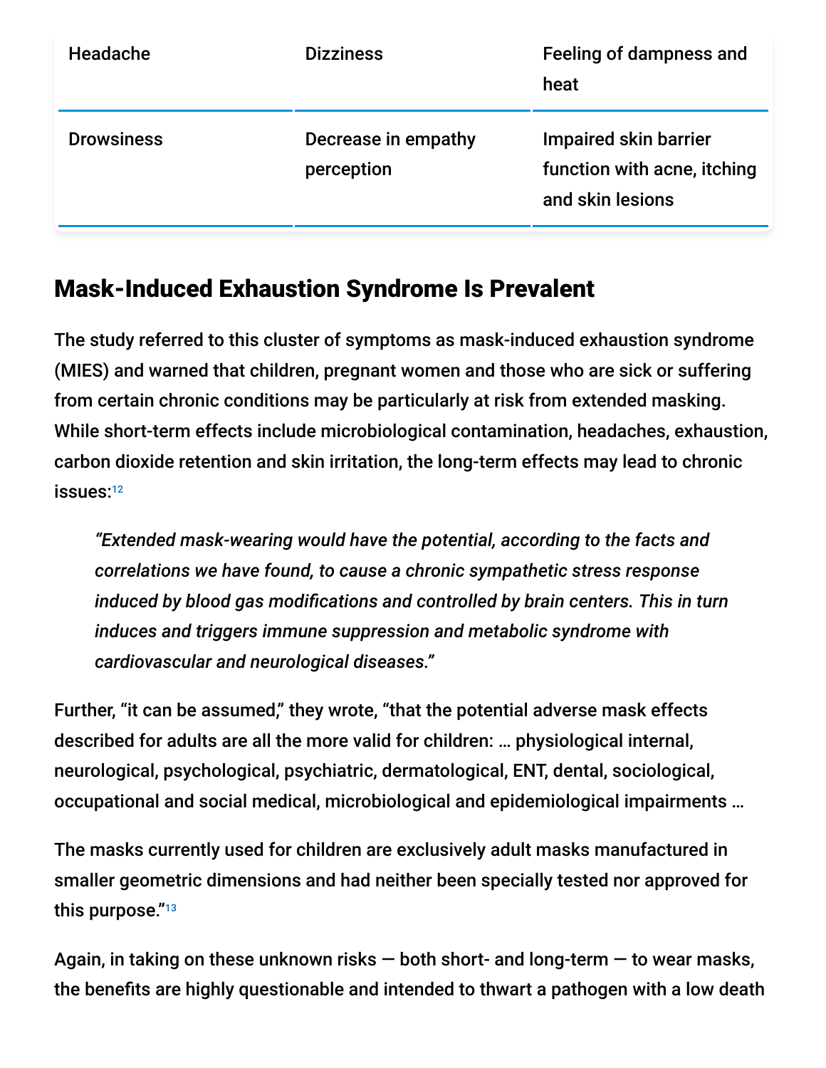| Headache | Dizziness | Feeling of dampness and heat |
|---|---|---|
| Drowsiness | Decrease in empathy perception | Impaired skin barrier function with acne, itching and skin lesions |

## Mask-Induced Exhaustion Syndrome Is Prevalent

The study referred to this cluster of symptoms as mask-induced exhaustion syndrome (MIES) and warned that children, pregnant women and those who are sick or suffering from certain chronic conditions may be particularly at risk from extended masking. While short-term effects include microbiological contamination, headaches, exhaustion, carbon dioxide retention and skin irritation, the long-term effects may lead to chronic issues:[12]

> *"Extended mask-wearing would have the potential, according to the facts and correlations we have found, to cause a chronic sympathetic stress response induced by blood gas modifications and controlled by brain centers. This in turn induces and triggers immune suppression and metabolic syndrome with cardiovascular and neurological diseases."*

Further, "it can be assumed," they wrote, "that the potential adverse mask effects described for adults are all the more valid for children: … physiological internal, neurological, psychological, psychiatric, dermatological, ENT, dental, sociological, occupational and social medical, microbiological and epidemiological impairments …

The masks currently used for children are exclusively adult masks manufactured in smaller geometric dimensions and had neither been specially tested nor approved for this purpose."[13]

Again, in taking on these unknown risks — both short- and long-term — to wear masks, the benefits are highly questionable and intended to thwart a pathogen with a low death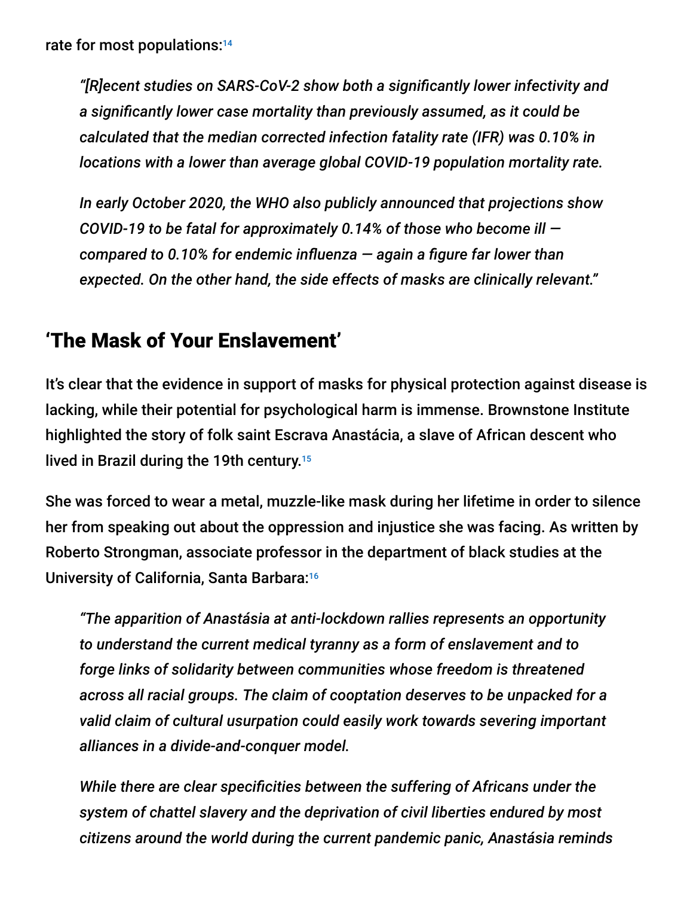rate for most populations:[14]

> *"[R]ecent studies on SARS-CoV-2 show both a significantly lower infectivity and a significantly lower case mortality than previously assumed, as it could be calculated that the median corrected infection fatality rate (IFR) was 0.10% in locations with a lower than average global COVID-19 population mortality rate.*
>
> *In early October 2020, the WHO also publicly announced that projections show COVID-19 to be fatal for approximately 0.14% of those who become ill — compared to 0.10% for endemic influenza — again a figure far lower than expected. On the other hand, the side effects of masks are clinically relevant."*

## 'The Mask of Your Enslavement'

It's clear that the evidence in support of masks for physical protection against disease is lacking, while their potential for psychological harm is immense. Brownstone Institute highlighted the story of folk saint Escrava Anastácia, a slave of African descent who lived in Brazil during the 19th century.[15]

She was forced to wear a metal, muzzle-like mask during her lifetime in order to silence her from speaking out about the oppression and injustice she was facing. As written by Roberto Strongman, associate professor in the department of black studies at the University of California, Santa Barbara:[16]

> *"The apparition of Anastásia at anti-lockdown rallies represents an opportunity to understand the current medical tyranny as a form of enslavement and to forge links of solidarity between communities whose freedom is threatened across all racial groups. The claim of cooptation deserves to be unpacked for a valid claim of cultural usurpation could easily work towards severing important alliances in a divide-and-conquer model.*
>
> *While there are clear specificities between the suffering of Africans under the system of chattel slavery and the deprivation of civil liberties endured by most citizens around the world during the current pandemic panic, Anastásia reminds*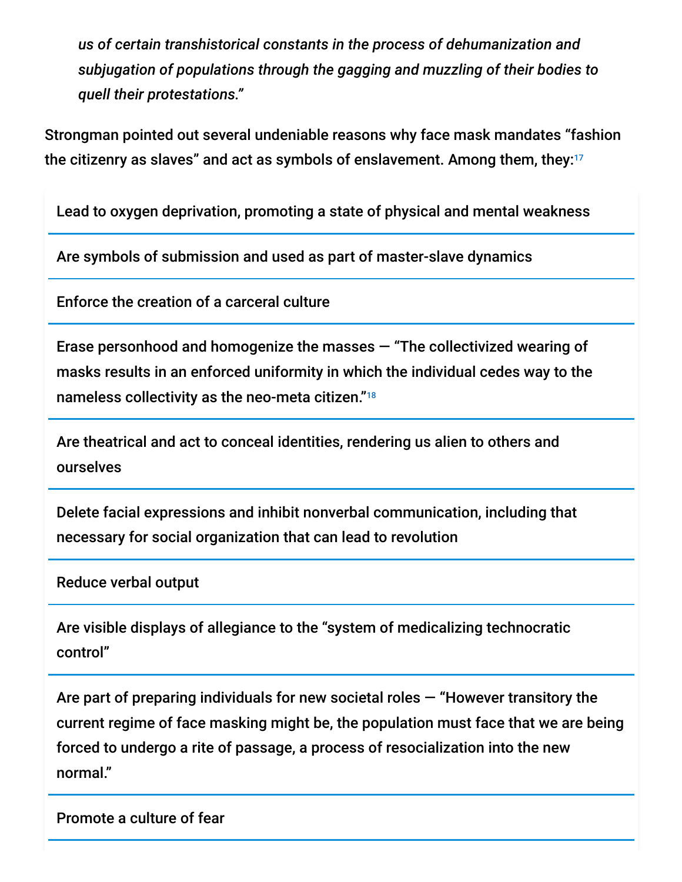*us of certain transhistorical constants in the process of dehumanization and subjugation of populations through the gagging and muzzling of their bodies to quell their protestations."*

Strongman pointed out several undeniable reasons why face mask mandates "fashion the citizenry as slaves" and act as symbols of enslavement. Among them, they:[17]

| |
|---|
| Lead to oxygen deprivation, promoting a state of physical and mental weakness |
| Are symbols of submission and used as part of master-slave dynamics |
| Enforce the creation of a carceral culture |
| Erase personhood and homogenize the masses — "The collectivized wearing of masks results in an enforced uniformity in which the individual cedes way to the nameless collectivity as the neo-meta citizen."[18] |
| Are theatrical and act to conceal identities, rendering us alien to others and ourselves |
| Delete facial expressions and inhibit nonverbal communication, including that necessary for social organization that can lead to revolution |
| Reduce verbal output |
| Are visible displays of allegiance to the "system of medicalizing technocratic control" |
| Are part of preparing individuals for new societal roles — "However transitory the current regime of face masking might be, the population must face that we are being forced to undergo a rite of passage, a process of resocialization into the new normal." |
| Promote a culture of fear |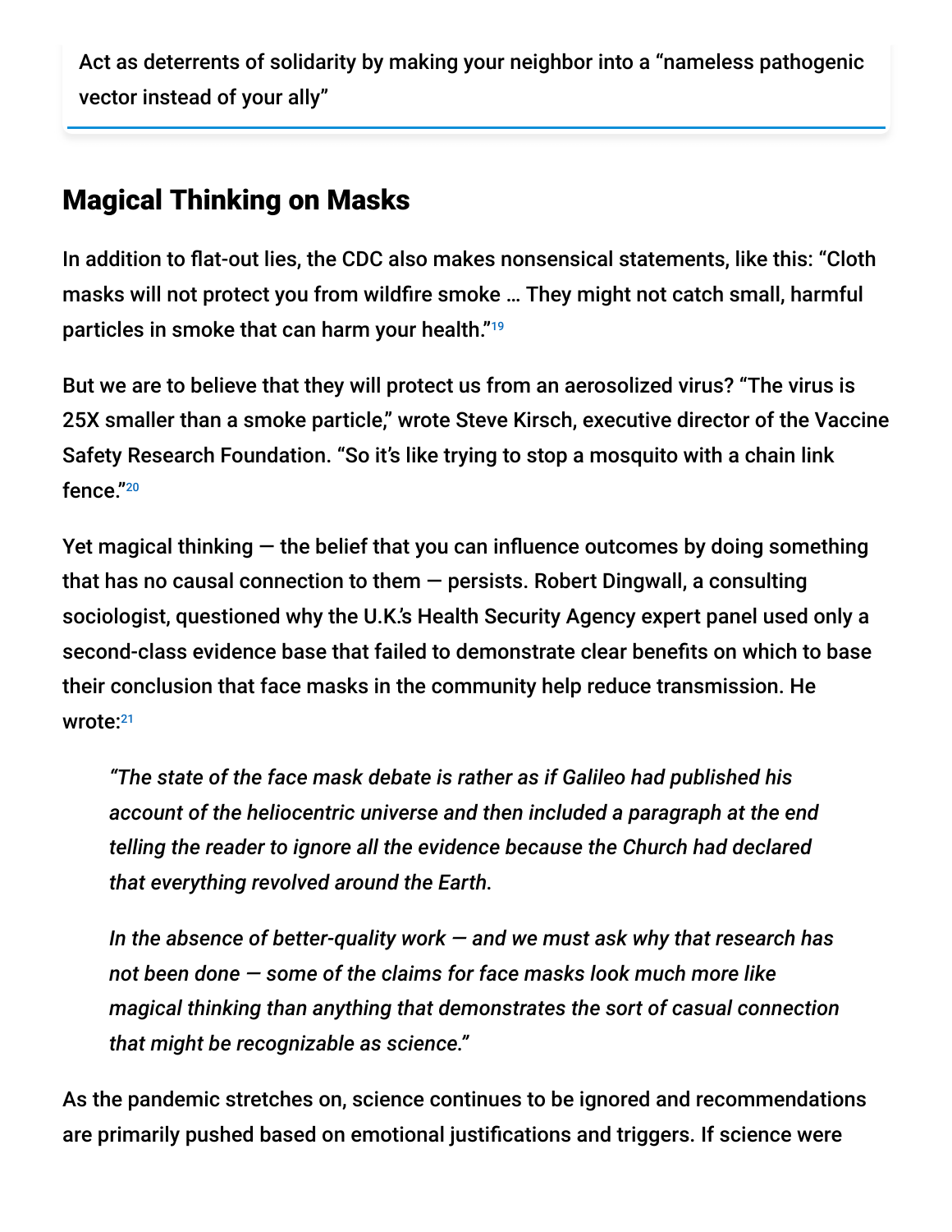Act as deterrents of solidarity by making your neighbor into a "nameless pathogenic vector instead of your ally"

## Magical Thinking on Masks

In addition to flat-out lies, the CDC also makes nonsensical statements, like this: "Cloth masks will not protect you from wildfire smoke … They might not catch small, harmful particles in smoke that can harm your health."[19]

But we are to believe that they will protect us from an aerosolized virus? "The virus is 25X smaller than a smoke particle," wrote Steve Kirsch, executive director of the Vaccine Safety Research Foundation. "So it's like trying to stop a mosquito with a chain link fence."[20]

Yet magical thinking — the belief that you can influence outcomes by doing something that has no causal connection to them — persists. Robert Dingwall, a consulting sociologist, questioned why the U.K.'s Health Security Agency expert panel used only a second-class evidence base that failed to demonstrate clear benefits on which to base their conclusion that face masks in the community help reduce transmission. He wrote:[21]

> *"The state of the face mask debate is rather as if Galileo had published his account of the heliocentric universe and then included a paragraph at the end telling the reader to ignore all the evidence because the Church had declared that everything revolved around the Earth.*
>
> *In the absence of better-quality work — and we must ask why that research has not been done — some of the claims for face masks look much more like magical thinking than anything that demonstrates the sort of casual connection that might be recognizable as science."*

As the pandemic stretches on, science continues to be ignored and recommendations are primarily pushed based on emotional justifications and triggers. If science were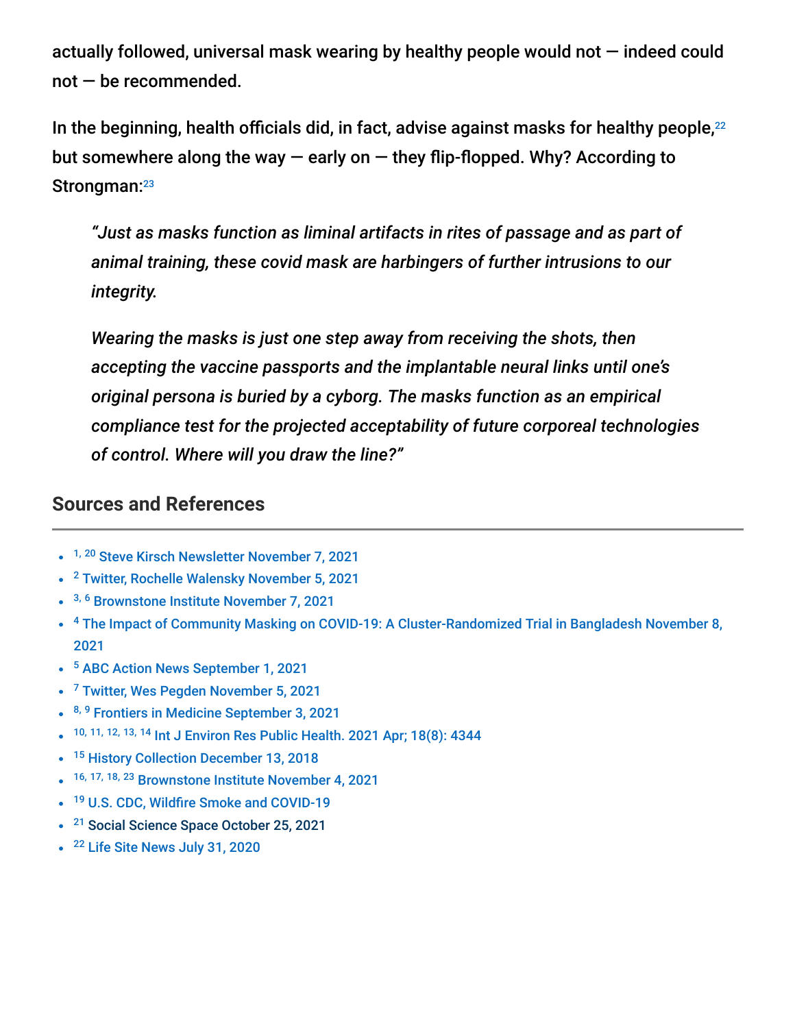actually followed, universal mask wearing by healthy people would not — indeed could not — be recommended.

In the beginning, health officials did, in fact, advise against masks for healthy people,[22] but somewhere along the way — early on — they flip-flopped. Why? According to Strongman:[23]

> *"Just as masks function as liminal artifacts in rites of passage and as part of animal training, these covid mask are harbingers of further intrusions to our integrity.*
>
> *Wearing the masks is just one step away from receiving the shots, then accepting the vaccine passports and the implantable neural links until one's original persona is buried by a cyborg. The masks function as an empirical compliance test for the projected acceptability of future corporeal technologies of control. Where will you draw the line?"*

## Sources and References

- [1, 20] Steve Kirsch Newsletter November 7, 2021
- [2] Twitter, Rochelle Walensky November 5, 2021
- [3, 6] Brownstone Institute November 7, 2021
- [4] The Impact of Community Masking on COVID-19: A Cluster-Randomized Trial in Bangladesh November 8, 2021
- [5] ABC Action News September 1, 2021
- [7] Twitter, Wes Pegden November 5, 2021
- [8, 9] Frontiers in Medicine September 3, 2021
- [10, 11, 12, 13, 14] Int J Environ Res Public Health. 2021 Apr; 18(8): 4344
- [15] History Collection December 13, 2018
- [16, 17, 18, 23] Brownstone Institute November 4, 2021
- [19] U.S. CDC, Wildfire Smoke and COVID-19
- [21] Social Science Space October 25, 2021
- [22] Life Site News July 31, 2020